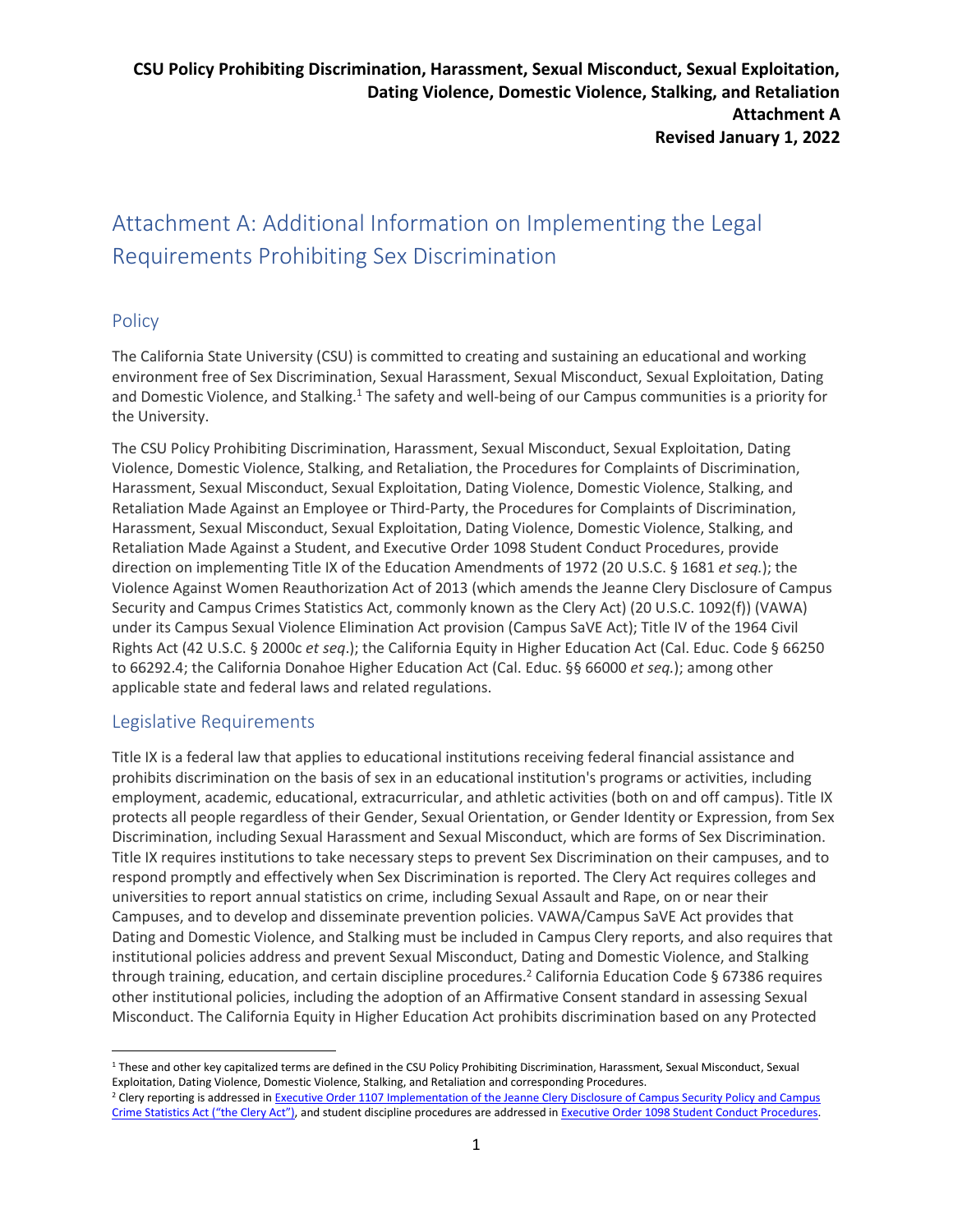# Attachment A: Additional Information on Implementing the Legal Requirements Prohibiting Sex Discrimination

## Policy

The California State University (CSU) is committed to creating and sustaining an educational and working environment free of Sex Discrimination, Sexual Harassment, Sexual Misconduct, Sexual Exploitation, Dating and Domestic Violence, and Stalking.[1] The safety and well-being of our Campus communities is a priority for the University.

The CSU Policy Prohibiting Discrimination, Harassment, Sexual Misconduct, Sexual Exploitation, Dating Violence, Domestic Violence, Stalking, and Retaliation, the Procedures for Complaints of Discrimination, Harassment, Sexual Misconduct, Sexual Exploitation, Dating Violence, Domestic Violence, Stalking, and Retaliation Made Against an Employee or Third-Party, the Procedures for Complaints of Discrimination, Harassment, Sexual Misconduct, Sexual Exploitation, Dating Violence, Domestic Violence, Stalking, and Retaliation Made Against a Student, and Executive Order 1098 Student Conduct Procedures, provide direction on implementing Title IX of the Education Amendments of 1972 (20 U.S.C. § 1681 *et seq.*); the Violence Against Women Reauthorization Act of 2013 (which amends the Jeanne Clery Disclosure of Campus Security and Campus Crimes Statistics Act, commonly known as the Clery Act) (20 U.S.C. 1092(f)) (VAWA) under its Campus Sexual Violence Elimination Act provision (Campus SaVE Act); Title IV of the 1964 Civil Rights Act (42 U.S.C. § 2000c *et seq*.); the California Equity in Higher Education Act (Cal. Educ. Code § 66250 to 66292.4; the California Donahoe Higher Education Act (Cal. Educ. §§ 66000 *et seq.*); among other applicable state and federal laws and related regulations.

## Legislative Requirements

Title IX is a federal law that applies to educational institutions receiving federal financial assistance and prohibits discrimination on the basis of sex in an educational institution's programs or activities, including employment, academic, educational, extracurricular, and athletic activities (both on and off campus). Title IX protects all people regardless of their Gender, Sexual Orientation, or Gender Identity or Expression, from Sex Discrimination, including Sexual Harassment and Sexual Misconduct, which are forms of Sex Discrimination. Title IX requires institutions to take necessary steps to prevent Sex Discrimination on their campuses, and to respond promptly and effectively when Sex Discrimination is reported. The Clery Act requires colleges and universities to report annual statistics on crime, including Sexual Assault and Rape, on or near their Campuses, and to develop and disseminate prevention policies. VAWA/Campus SaVE Act provides that Dating and Domestic Violence, and Stalking must be included in Campus Clery reports, and also requires that institutional policies address and prevent Sexual Misconduct, Dating and Domestic Violence, and Stalking through training, education, and certain discipline procedures.[2] California Education Code § 67386 requires other institutional policies, including the adoption of an Affirmative Consent standard in assessing Sexual Misconduct. The California Equity in Higher Education Act prohibits discrimination based on any Protected

---

[1] These and other key capitalized terms are defined in the CSU Policy Prohibiting Discrimination, Harassment, Sexual Misconduct, Sexual Exploitation, Dating Violence, Domestic Violence, Stalking, and Retaliation and corresponding Procedures.

[2] Clery reporting is addressed in Executive Order 1107 Implementation of the Jeanne Clery Disclosure of Campus Security Policy and Campus Crime Statistics Act ("the Clery Act"), and student discipline procedures are addressed in Executive Order 1098 Student Conduct Procedures.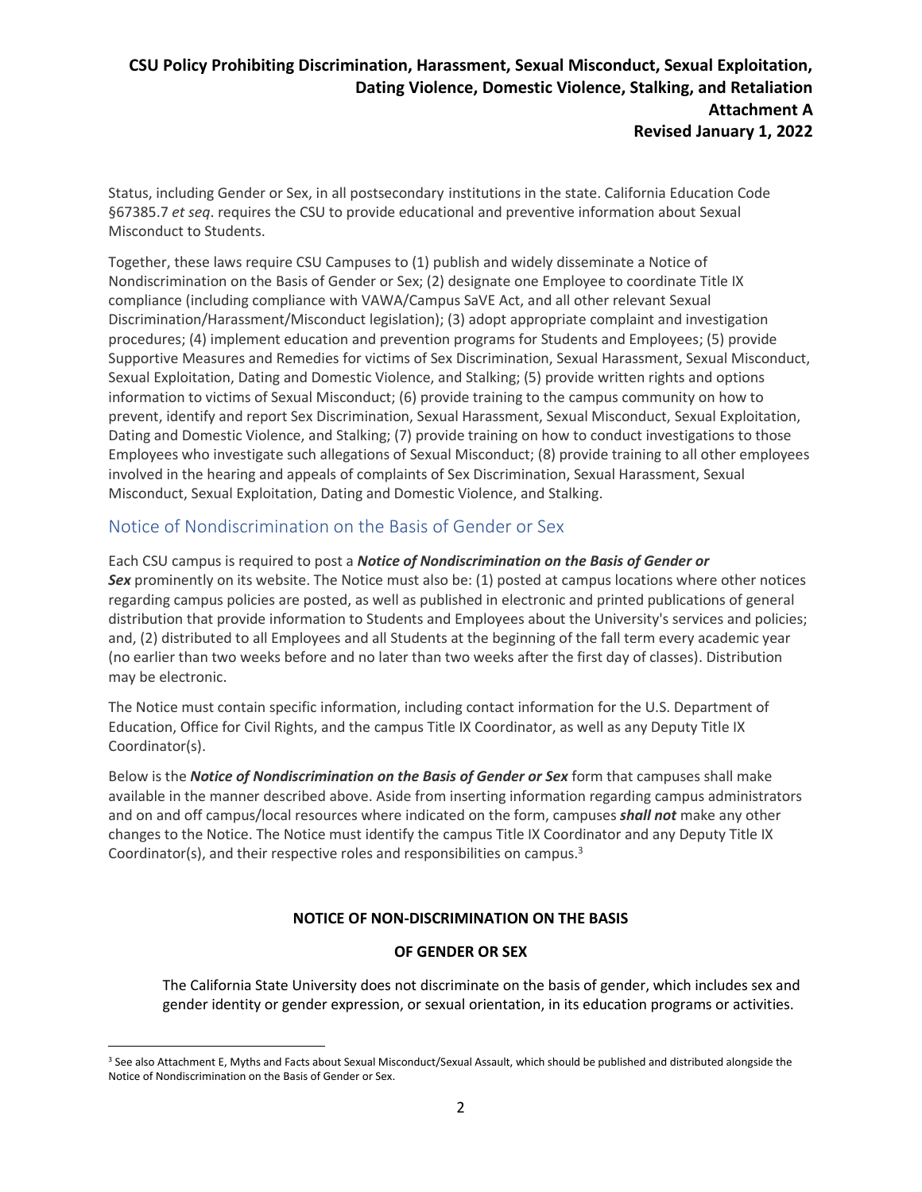Status, including Gender or Sex, in all postsecondary institutions in the state. California Education Code §67385.7 *et seq*. requires the CSU to provide educational and preventive information about Sexual Misconduct to Students.

Together, these laws require CSU Campuses to (1) publish and widely disseminate a Notice of Nondiscrimination on the Basis of Gender or Sex; (2) designate one Employee to coordinate Title IX compliance (including compliance with VAWA/Campus SaVE Act, and all other relevant Sexual Discrimination/Harassment/Misconduct legislation); (3) adopt appropriate complaint and investigation procedures; (4) implement education and prevention programs for Students and Employees; (5) provide Supportive Measures and Remedies for victims of Sex Discrimination, Sexual Harassment, Sexual Misconduct, Sexual Exploitation, Dating and Domestic Violence, and Stalking; (5) provide written rights and options information to victims of Sexual Misconduct; (6) provide training to the campus community on how to prevent, identify and report Sex Discrimination, Sexual Harassment, Sexual Misconduct, Sexual Exploitation, Dating and Domestic Violence, and Stalking; (7) provide training on how to conduct investigations to those Employees who investigate such allegations of Sexual Misconduct; (8) provide training to all other employees involved in the hearing and appeals of complaints of Sex Discrimination, Sexual Harassment, Sexual Misconduct, Sexual Exploitation, Dating and Domestic Violence, and Stalking.

## Notice of Nondiscrimination on the Basis of Gender or Sex

Each CSU campus is required to post a ***Notice of Nondiscrimination on the Basis of Gender or Sex*** prominently on its website. The Notice must also be: (1) posted at campus locations where other notices regarding campus policies are posted, as well as published in electronic and printed publications of general distribution that provide information to Students and Employees about the University's services and policies; and, (2) distributed to all Employees and all Students at the beginning of the fall term every academic year (no earlier than two weeks before and no later than two weeks after the first day of classes). Distribution may be electronic.

The Notice must contain specific information, including contact information for the U.S. Department of Education, Office for Civil Rights, and the campus Title IX Coordinator, as well as any Deputy Title IX Coordinator(s).

Below is the ***Notice of Nondiscrimination on the Basis of Gender or Sex*** form that campuses shall make available in the manner described above. Aside from inserting information regarding campus administrators and on and off campus/local resources where indicated on the form, campuses ***shall not*** make any other changes to the Notice. The Notice must identify the campus Title IX Coordinator and any Deputy Title IX Coordinator(s), and their respective roles and responsibilities on campus.[3]

### NOTICE OF NON-DISCRIMINATION ON THE BASIS OF GENDER OR SEX

The California State University does not discriminate on the basis of gender, which includes sex and gender identity or gender expression, or sexual orientation, in its education programs or activities.

---

[3] See also Attachment E, Myths and Facts about Sexual Misconduct/Sexual Assault, which should be published and distributed alongside the Notice of Nondiscrimination on the Basis of Gender or Sex.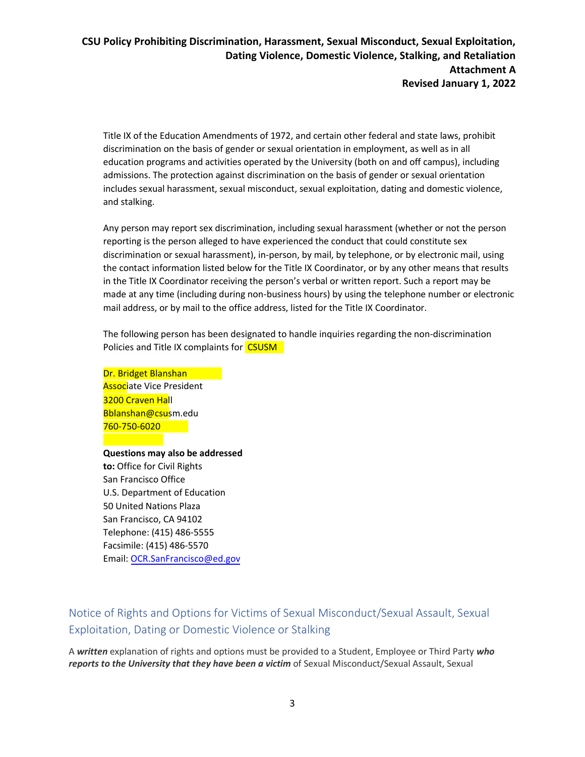Title IX of the Education Amendments of 1972, and certain other federal and state laws, prohibit discrimination on the basis of gender or sexual orientation in employment, as well as in all education programs and activities operated by the University (both on and off campus), including admissions. The protection against discrimination on the basis of gender or sexual orientation includes sexual harassment, sexual misconduct, sexual exploitation, dating and domestic violence, and stalking.

Any person may report sex discrimination, including sexual harassment (whether or not the person reporting is the person alleged to have experienced the conduct that could constitute sex discrimination or sexual harassment), in-person, by mail, by telephone, or by electronic mail, using the contact information listed below for the Title IX Coordinator, or by any other means that results in the Title IX Coordinator receiving the person's verbal or written report. Such a report may be made at any time (including during non-business hours) by using the telephone number or electronic mail address, or by mail to the office address, listed for the Title IX Coordinator.

The following person has been designated to handle inquiries regarding the non-discrimination Policies and Title IX complaints for CSUSM

Dr. Bridget Blanshan
Associate Vice President
3200 Craven Hall
Bblanshan@csusm.edu
760-750-6020

**Questions may also be addressed to:** Office for Civil Rights
San Francisco Office
U.S. Department of Education
50 United Nations Plaza
San Francisco, CA 94102
Telephone: (415) 486-5555
Facsimile: (415) 486-5570
Email: OCR.SanFrancisco@ed.gov

## Notice of Rights and Options for Victims of Sexual Misconduct/Sexual Assault, Sexual Exploitation, Dating or Domestic Violence or Stalking

A ***written*** explanation of rights and options must be provided to a Student, Employee or Third Party ***who reports to the University that they have been a victim*** of Sexual Misconduct/Sexual Assault, Sexual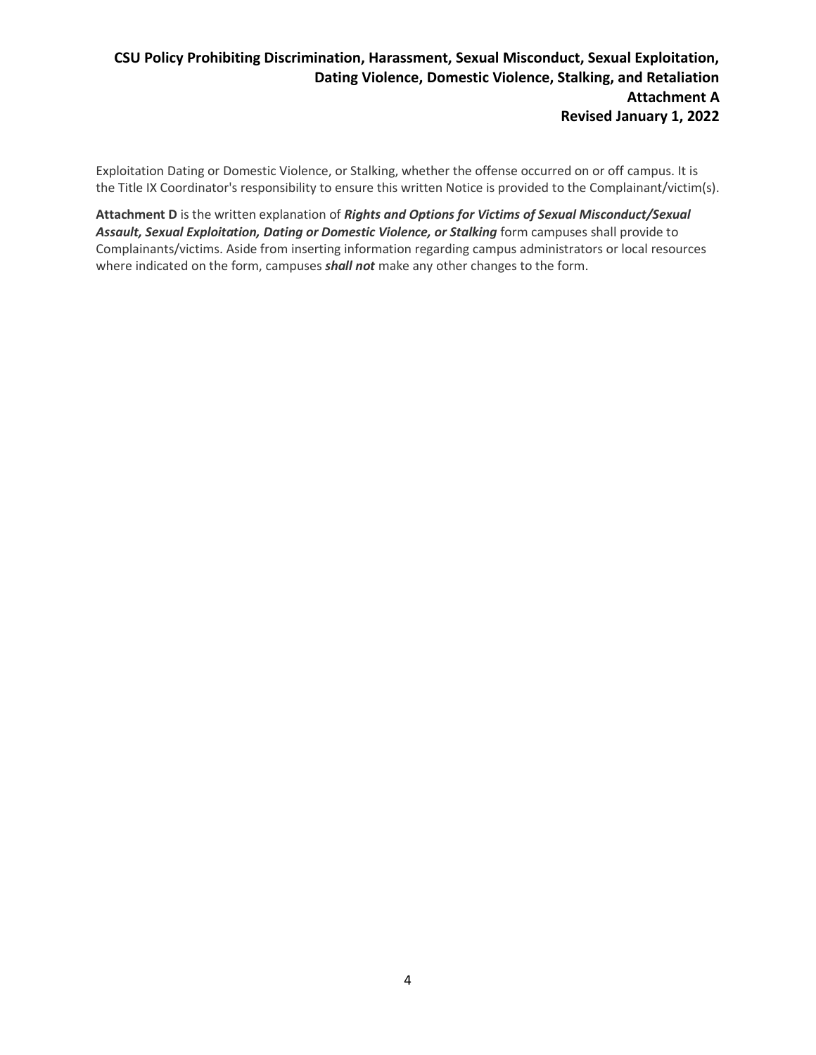Exploitation Dating or Domestic Violence, or Stalking, whether the offense occurred on or off campus. It is the Title IX Coordinator's responsibility to ensure this written Notice is provided to the Complainant/victim(s).

**Attachment D** is the written explanation of ***Rights and Options for Victims of Sexual Misconduct/Sexual Assault, Sexual Exploitation, Dating or Domestic Violence, or Stalking*** form campuses shall provide to Complainants/victims. Aside from inserting information regarding campus administrators or local resources where indicated on the form, campuses ***shall not*** make any other changes to the form.